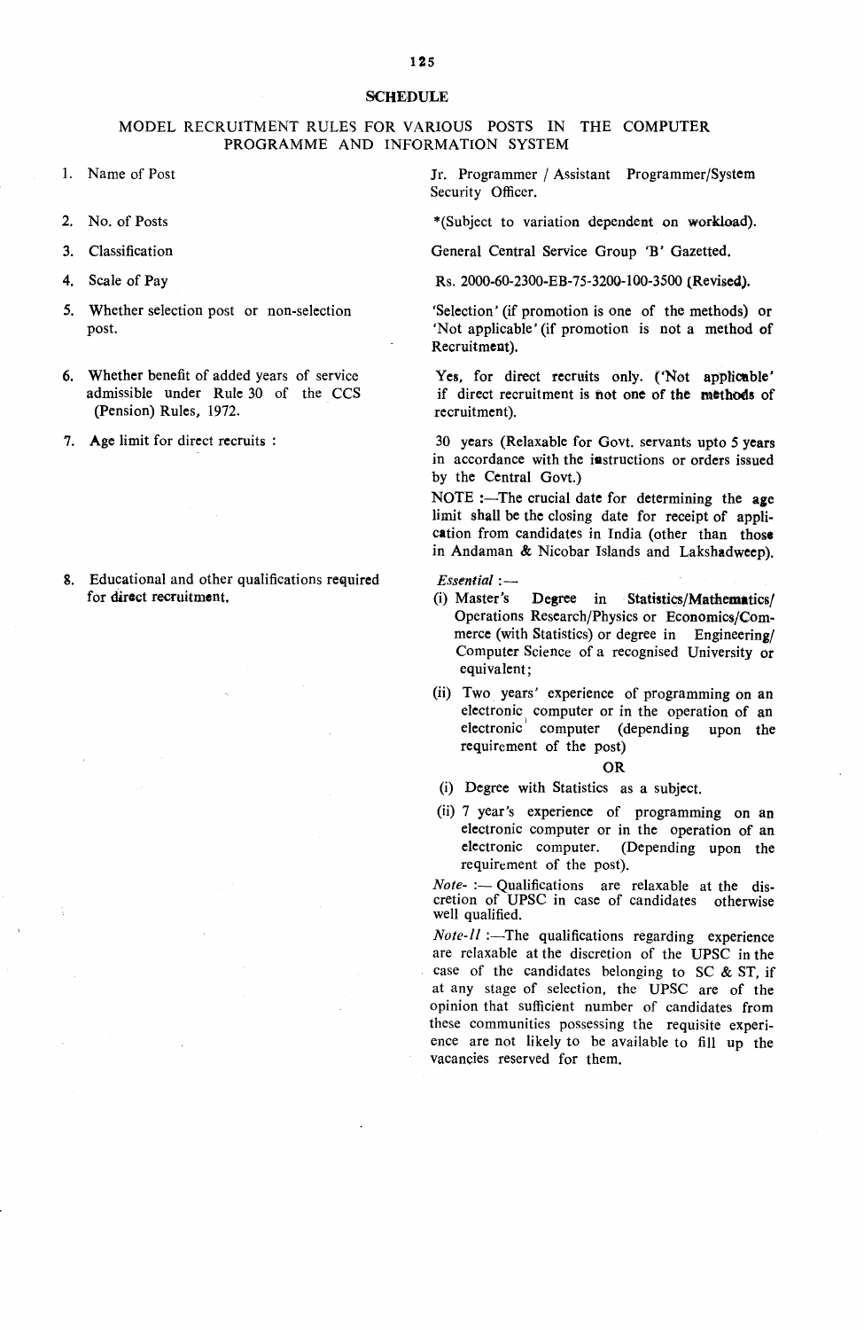## SCHEDULE

### MODEL RECRUITMENT RULES FOR VARIOUS POSTS IN THE COMPUTER PROGRAMME AND INFORMATION SYSTEM

| | |
|---|---|
| 1. Name of Post | Jr. Programmer / Assistant Programmer/System Security Officer. |
| 2. No. of Posts | *(Subject to variation dependent on workload). |
| 3. Classification | General Central Service Group 'B' Gazetted. |
| 4. Scale of Pay | Rs. 2000-60-2300-EB-75-3200-100-3500 (Revised). |
| 5. Whether selection post or non-selection post. | 'Selection' (if promotion is one of the methods) or 'Not applicable' (if promotion is not a method of Recruitment). |
| 6. Whether benefit of added years of service admissible under Rule 30 of the CCS (Pension) Rules, 1972. | Yes, for direct recruits only. ('Not applicable' if direct recruitment is not one of the methods of recruitment). |
| 7. Age limit for direct recruits : | 30 years (Relaxable for Govt. servants upto 5 years in accordance with the instructions or orders issued by the Central Govt.)<br>NOTE :—The crucial date for determining the age limit shall be the closing date for receipt of application from candidates in India (other than those in Andaman & Nicobar Islands and Lakshadweep). |
| 8. Educational and other qualifications required for direct recruitment. | *Essential* :—<br>(i) Master's Degree in Statistics/Mathematics/ Operations Research/Physics or Economics/Commerce (with Statistics) or degree in Engineering/ Computer Science of a recognised University or equivalent;<br>(ii) Two years' experience of programming on an electronic computer or in the operation of an electronic computer (depending upon the requirement of the post)<br>OR<br>(i) Degree with Statistics as a subject.<br>(ii) 7 year's experience of programming on an electronic computer or in the operation of an electronic computer. (Depending upon the requirement of the post).<br>*Note-* :— Qualifications are relaxable at the discretion of UPSC in case of candidates otherwise well qualified.<br>*Note-II* :—The qualifications regarding experience are relaxable at the discretion of the UPSC in the case of the candidates belonging to SC & ST, if at any stage of selection, the UPSC are of the opinion that sufficient number of candidates from these communities possessing the requisite experience are not likely to be available to fill up the vacancies reserved for them. |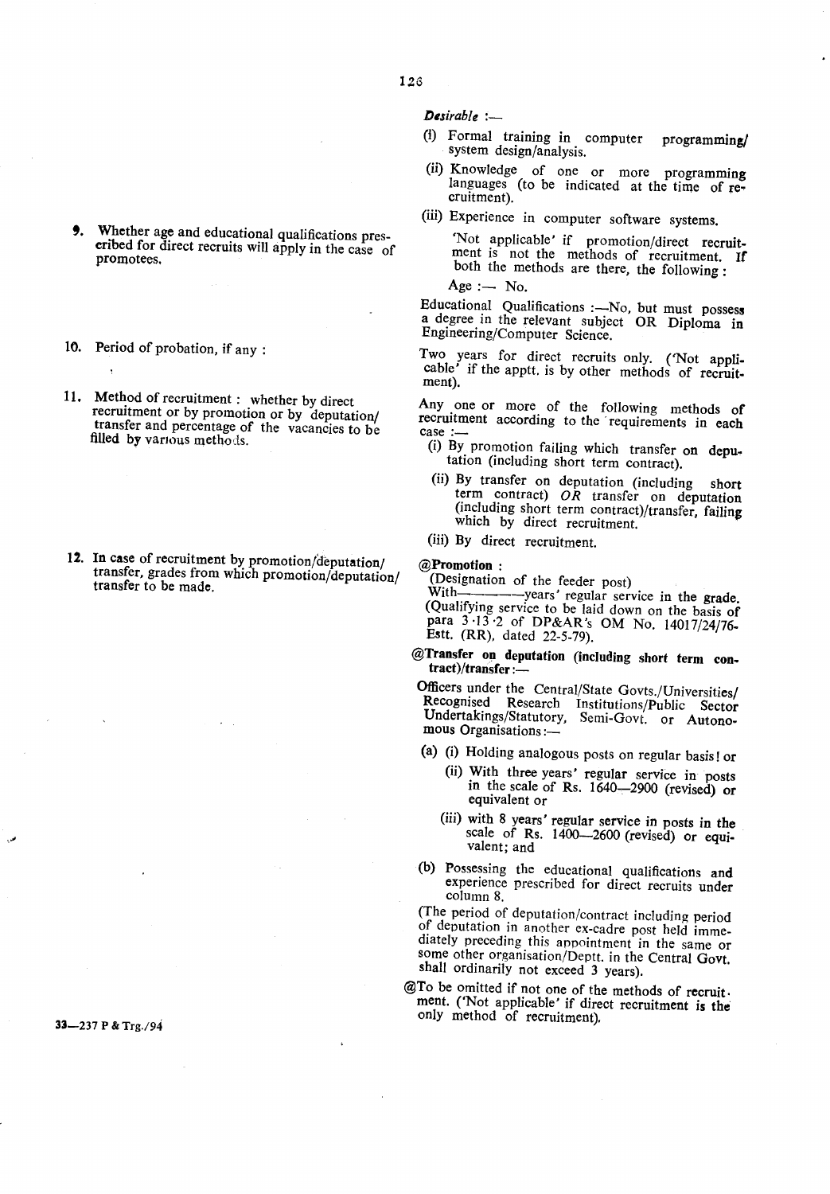*Desirable* :—

(i) Formal training in computer programming/system design/analysis.

(ii) Knowledge of one or more programming languages (to be indicated at the time of recruitment).

(iii) Experience in computer software systems.

| | |
|---|---|
| 9. Whether age and educational qualifications prescribed for direct recruits will apply in the case of promotees. | 'Not applicable' if promotion/direct recruitment is not the methods of recruitment. If both the methods are there, the following :<br>Age :— No.<br>Educational Qualifications :—No, but must possess a degree in the relevant subject OR Diploma in Engineering/Computer Science. |
| 10. Period of probation, if any : | Two years for direct recruits only. ('Not applicable' if the apptt. is by other methods of recruitment). |
| 11. Method of recruitment : whether by direct recruitment or by promotion or by deputation/transfer and percentage of the vacancies to be filled by various methods. | Any one or more of the following methods of recruitment according to the requirements in each case :—<br>(i) By promotion failing which transfer on deputation (including short term contract).<br>(ii) By transfer on deputation (including short term contract) *OR* transfer on deputation (including short term contract)/transfer, failing which by direct recruitment.<br>(iii) By direct recruitment. |
| 12. In case of recruitment by promotion/deputation/transfer, grades from which promotion/deputation/transfer to be made. | **@Promotion** :<br>(Designation of the feeder post)<br>With————years' regular service in the grade. (Qualifying service to be laid down on the basis of para 3·13·2 of DP&AR's OM No. 14017/24/76-Estt. (RR), dated 22-5-79).<br>**@Transfer on deputation (including short term contract)/transfer** :—<br>Officers under the Central/State Govts./Universities/Recognised Research Institutions/Public Sector Undertakings/Statutory, Semi-Govt. or Autonomous Organisations :—<br>(a) (i) Holding analogous posts on regular basis! or<br>(ii) With three years' regular service in posts in the scale of Rs. 1640—2900 (revised) or equivalent or<br>(iii) with 8 years' regular service in posts in the scale of Rs. 1400—2600 (revised) or equivalent; and<br>(b) Possessing the educational qualifications and experience prescribed for direct recruits under column 8.<br>(The period of deputation/contract including period of deputation in another ex-cadre post held immediately preceding this appointment in the same or some other organisation/Deptt. in the Central Govt. shall ordinarily not exceed 3 years).<br>@To be omitted if not one of the methods of recruitment. ('Not applicable' if direct recruitment is the only method of recruitment). |

33—237 P & Trg./94